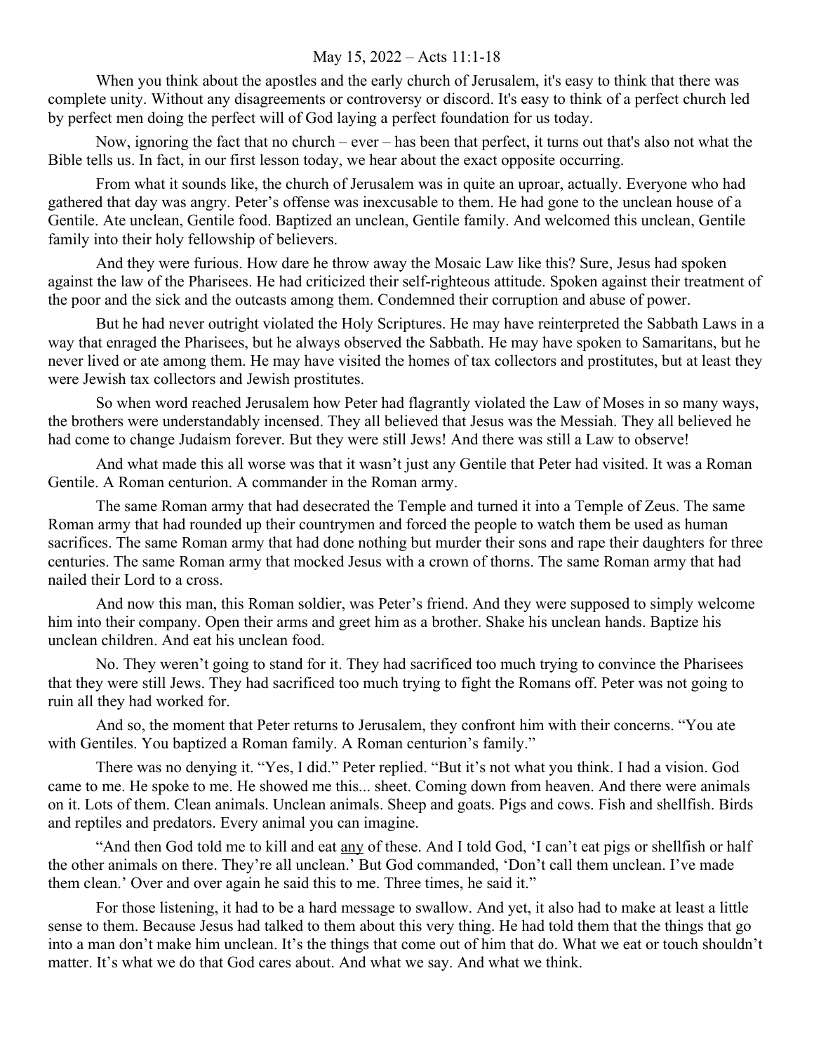May 15, 2022 – Acts 11:1-18

When you think about the apostles and the early church of Jerusalem, it's easy to think that there was complete unity. Without any disagreements or controversy or discord. It's easy to think of a perfect church led by perfect men doing the perfect will of God laying a perfect foundation for us today.

Now, ignoring the fact that no church – ever – has been that perfect, it turns out that's also not what the Bible tells us. In fact, in our first lesson today, we hear about the exact opposite occurring.

From what it sounds like, the church of Jerusalem was in quite an uproar, actually. Everyone who had gathered that day was angry. Peter's offense was inexcusable to them. He had gone to the unclean house of a Gentile. Ate unclean, Gentile food. Baptized an unclean, Gentile family. And welcomed this unclean, Gentile family into their holy fellowship of believers.

And they were furious. How dare he throw away the Mosaic Law like this? Sure, Jesus had spoken against the law of the Pharisees. He had criticized their self-righteous attitude. Spoken against their treatment of the poor and the sick and the outcasts among them. Condemned their corruption and abuse of power.

But he had never outright violated the Holy Scriptures. He may have reinterpreted the Sabbath Laws in a way that enraged the Pharisees, but he always observed the Sabbath. He may have spoken to Samaritans, but he never lived or ate among them. He may have visited the homes of tax collectors and prostitutes, but at least they were Jewish tax collectors and Jewish prostitutes.

So when word reached Jerusalem how Peter had flagrantly violated the Law of Moses in so many ways, the brothers were understandably incensed. They all believed that Jesus was the Messiah. They all believed he had come to change Judaism forever. But they were still Jews! And there was still a Law to observe!

And what made this all worse was that it wasn't just any Gentile that Peter had visited. It was a Roman Gentile. A Roman centurion. A commander in the Roman army.

The same Roman army that had desecrated the Temple and turned it into a Temple of Zeus. The same Roman army that had rounded up their countrymen and forced the people to watch them be used as human sacrifices. The same Roman army that had done nothing but murder their sons and rape their daughters for three centuries. The same Roman army that mocked Jesus with a crown of thorns. The same Roman army that had nailed their Lord to a cross.

And now this man, this Roman soldier, was Peter's friend. And they were supposed to simply welcome him into their company. Open their arms and greet him as a brother. Shake his unclean hands. Baptize his unclean children. And eat his unclean food.

No. They weren't going to stand for it. They had sacrificed too much trying to convince the Pharisees that they were still Jews. They had sacrificed too much trying to fight the Romans off. Peter was not going to ruin all they had worked for.

And so, the moment that Peter returns to Jerusalem, they confront him with their concerns. "You ate with Gentiles. You baptized a Roman family. A Roman centurion's family."

There was no denying it. "Yes, I did." Peter replied. "But it's not what you think. I had a vision. God came to me. He spoke to me. He showed me this... sheet. Coming down from heaven. And there were animals on it. Lots of them. Clean animals. Unclean animals. Sheep and goats. Pigs and cows. Fish and shellfish. Birds and reptiles and predators. Every animal you can imagine.

"And then God told me to kill and eat <u>any</u> of these. And I told God, 'I can't eat pigs or shellfish or half the other animals on there. They're all unclean.' But God commanded, 'Don't call them unclean. I've made them clean.' Over and over again he said this to me. Three times, he said it."

For those listening, it had to be a hard message to swallow. And yet, it also had to make at least a little sense to them. Because Jesus had talked to them about this very thing. He had told them that the things that go into a man don't make him unclean. It's the things that come out of him that do. What we eat or touch shouldn't matter. It's what we do that God cares about. And what we say. And what we think.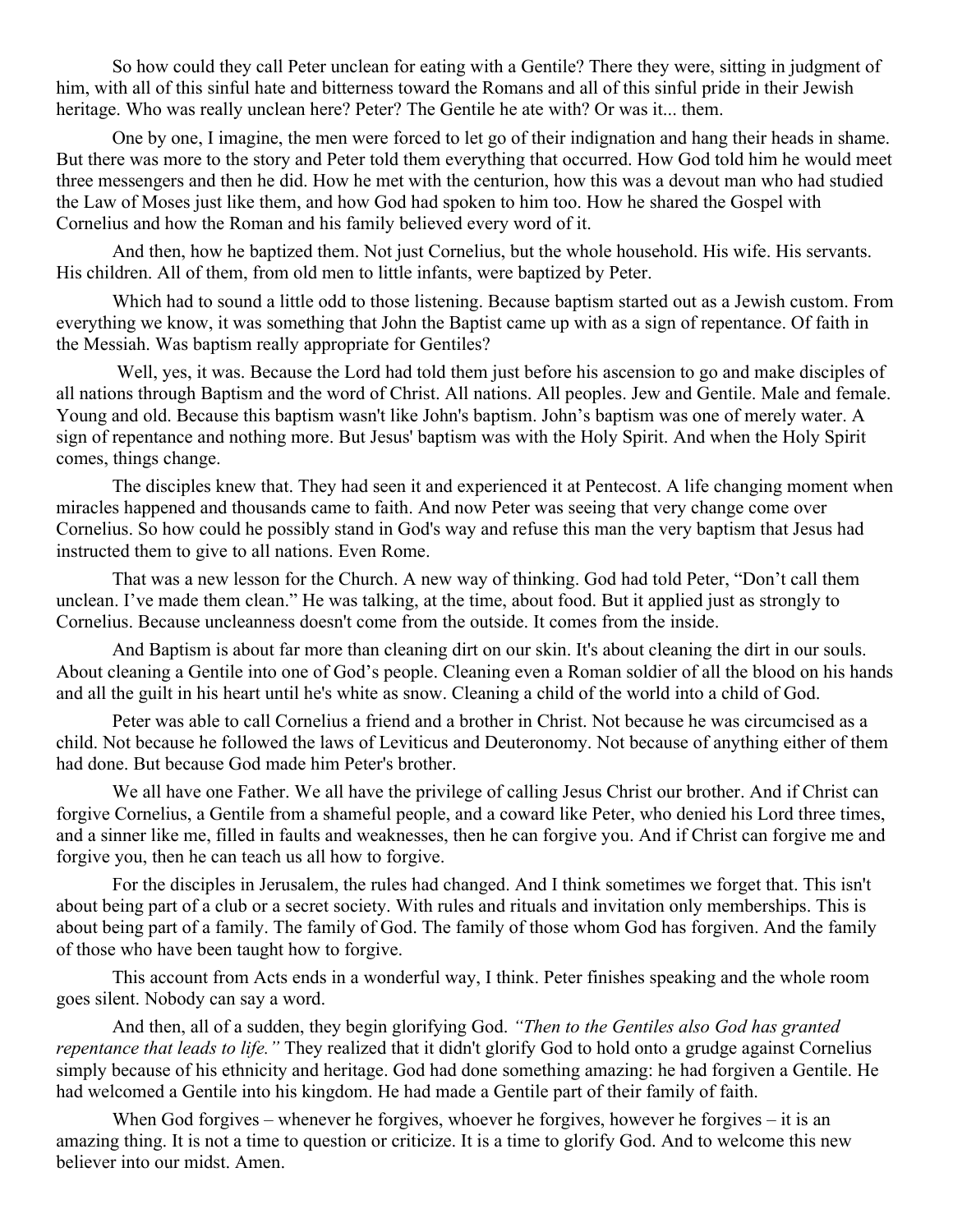So how could they call Peter unclean for eating with a Gentile? There they were, sitting in judgment of him, with all of this sinful hate and bitterness toward the Romans and all of this sinful pride in their Jewish heritage. Who was really unclean here? Peter? The Gentile he ate with? Or was it... them.

One by one, I imagine, the men were forced to let go of their indignation and hang their heads in shame. But there was more to the story and Peter told them everything that occurred. How God told him he would meet three messengers and then he did. How he met with the centurion, how this was a devout man who had studied the Law of Moses just like them, and how God had spoken to him too. How he shared the Gospel with Cornelius and how the Roman and his family believed every word of it.

And then, how he baptized them. Not just Cornelius, but the whole household. His wife. His servants. His children. All of them, from old men to little infants, were baptized by Peter.

Which had to sound a little odd to those listening. Because baptism started out as a Jewish custom. From everything we know, it was something that John the Baptist came up with as a sign of repentance. Of faith in the Messiah. Was baptism really appropriate for Gentiles?

Well, yes, it was. Because the Lord had told them just before his ascension to go and make disciples of all nations through Baptism and the word of Christ. All nations. All peoples. Jew and Gentile. Male and female. Young and old. Because this baptism wasn't like John's baptism. John's baptism was one of merely water. A sign of repentance and nothing more. But Jesus' baptism was with the Holy Spirit. And when the Holy Spirit comes, things change.

The disciples knew that. They had seen it and experienced it at Pentecost. A life changing moment when miracles happened and thousands came to faith. And now Peter was seeing that very change come over Cornelius. So how could he possibly stand in God's way and refuse this man the very baptism that Jesus had instructed them to give to all nations. Even Rome.

That was a new lesson for the Church. A new way of thinking. God had told Peter, "Don't call them unclean. I've made them clean." He was talking, at the time, about food. But it applied just as strongly to Cornelius. Because uncleanness doesn't come from the outside. It comes from the inside.

And Baptism is about far more than cleaning dirt on our skin. It's about cleaning the dirt in our souls. About cleaning a Gentile into one of God's people. Cleaning even a Roman soldier of all the blood on his hands and all the guilt in his heart until he's white as snow. Cleaning a child of the world into a child of God.

Peter was able to call Cornelius a friend and a brother in Christ. Not because he was circumcised as a child. Not because he followed the laws of Leviticus and Deuteronomy. Not because of anything either of them had done. But because God made him Peter's brother.

We all have one Father. We all have the privilege of calling Jesus Christ our brother. And if Christ can forgive Cornelius, a Gentile from a shameful people, and a coward like Peter, who denied his Lord three times, and a sinner like me, filled in faults and weaknesses, then he can forgive you. And if Christ can forgive me and forgive you, then he can teach us all how to forgive.

For the disciples in Jerusalem, the rules had changed. And I think sometimes we forget that. This isn't about being part of a club or a secret society. With rules and rituals and invitation only memberships. This is about being part of a family. The family of God. The family of those whom God has forgiven. And the family of those who have been taught how to forgive.

This account from Acts ends in a wonderful way, I think. Peter finishes speaking and the whole room goes silent. Nobody can say a word.

And then, all of a sudden, they begin glorifying God. *"Then to the Gentiles also God has granted repentance that leads to life."* They realized that it didn't glorify God to hold onto a grudge against Cornelius simply because of his ethnicity and heritage. God had done something amazing: he had forgiven a Gentile. He had welcomed a Gentile into his kingdom. He had made a Gentile part of their family of faith.

When God forgives – whenever he forgives, whoever he forgives, however he forgives – it is an amazing thing. It is not a time to question or criticize. It is a time to glorify God. And to welcome this new believer into our midst. Amen.